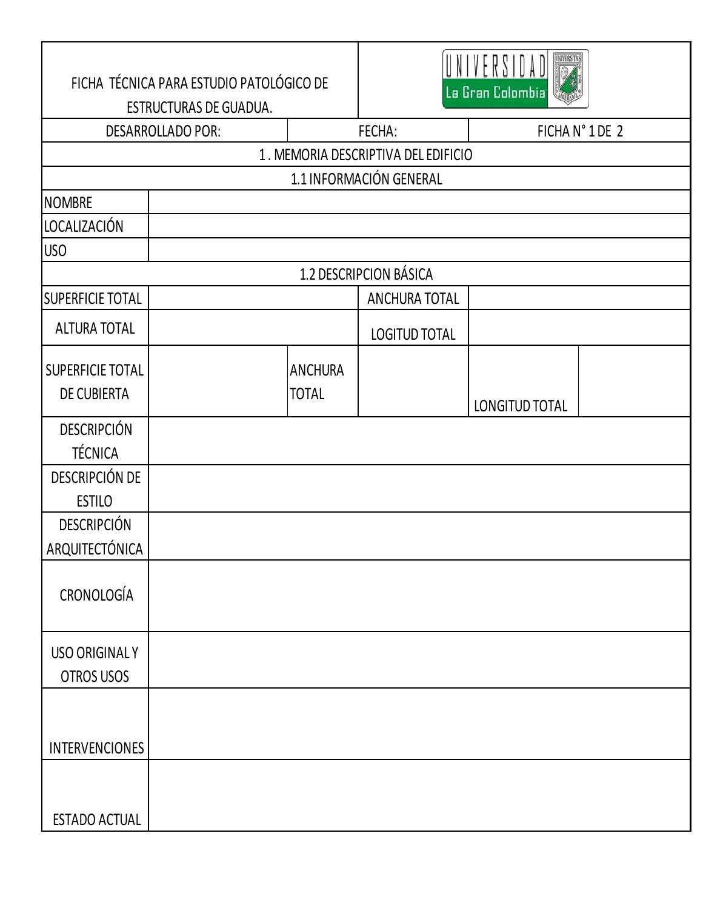| FICHA TÉCNICA PARA ESTUDIO PATOLÓGICO DE ESTRUCTURAS DE GUADUA. | | | UNIVERSIDAD La Gran Colombia | | |
|---|---|---|---|---|---|
| DESARROLLADO POR: | | FECHA: | | FICHA N° 1 DE 2 | |
| 1 . MEMORIA DESCRIPTIVA DEL EDIFICIO | | | | | |
| 1.1 INFORMACIÓN GENERAL | | | | | |
| NOMBRE | | | | | |
| LOCALIZACIÓN | | | | | |
| USO | | | | | |
| 1.2 DESCRIPCION BÁSICA | | | | | |
| SUPERFICIE TOTAL | | | ANCHURA TOTAL | | |
| ALTURA TOTAL | | | LOGITUD TOTAL | | |
| SUPERFICIE TOTAL DE CUBIERTA | | ANCHURA TOTAL | | LONGITUD TOTAL | |
| DESCRIPCIÓN TÉCNICA | | | | | |
| DESCRIPCIÓN DE ESTILO | | | | | |
| DESCRIPCIÓN ARQUITECTÓNICA | | | | | |
| CRONOLOGÍA | | | | | |
| USO ORIGINAL Y OTROS USOS | | | | | |
| INTERVENCIONES | | | | | |
| ESTADO ACTUAL | | | | | |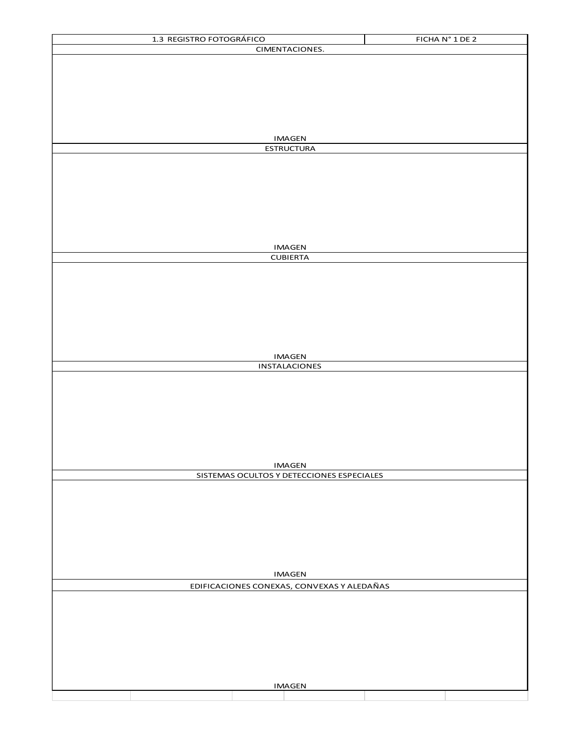| 1.3 REGISTRO FOTOGRÁFICO | FICHA N° 1 DE 2 |
| --- | --- |
| CIMENTACIONES. | |
| IMAGEN | |
| ESTRUCTURA | |
| IMAGEN | |
| CUBIERTA | |
| IMAGEN | |
| INSTALACIONES | |
| IMAGEN | |
| SISTEMAS OCULTOS Y DETECCIONES ESPECIALES | |
| IMAGEN | |
| EDIFICACIONES CONEXAS, CONVEXAS Y ALEDAÑAS | |
| IMAGEN | |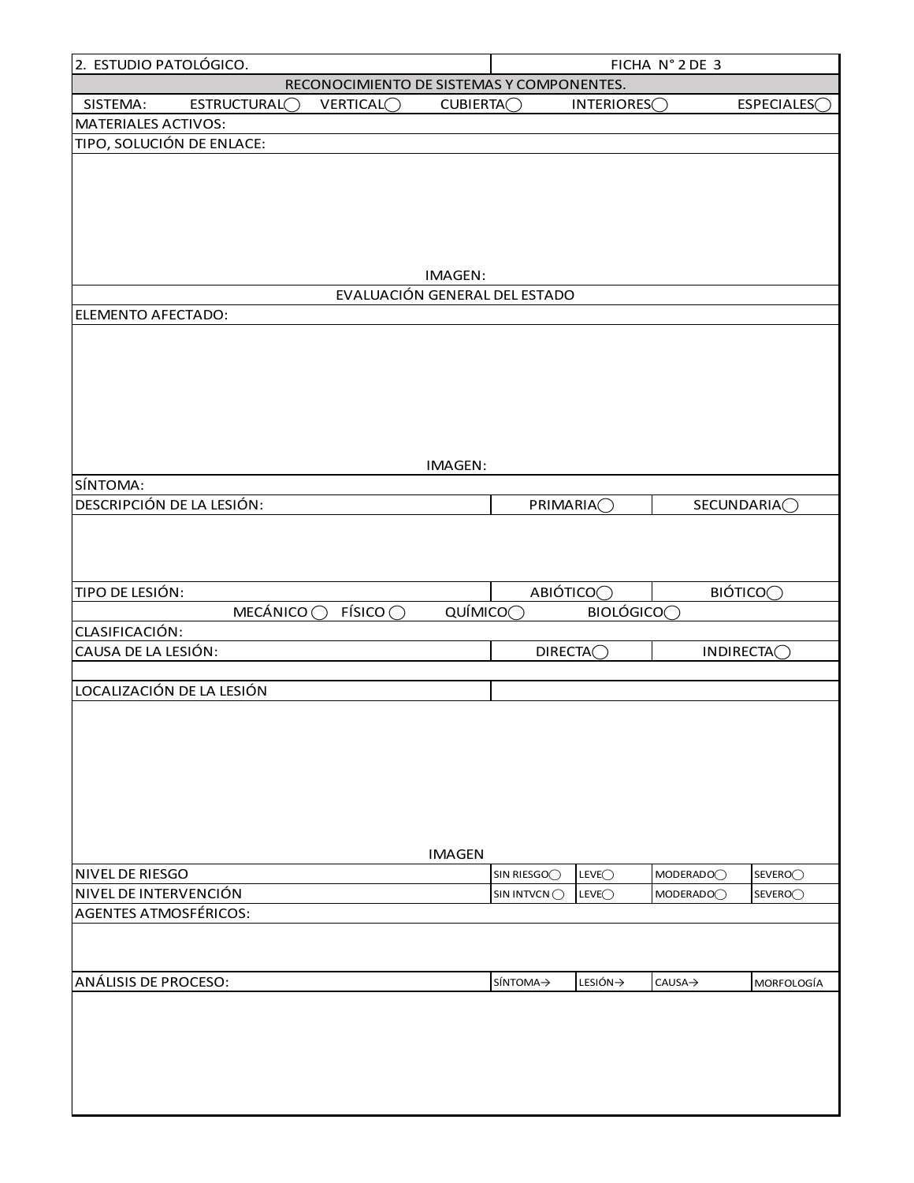| 2. ESTUDIO PATOLÓGICO. | | | | | FICHA N° 2 DE 3 | | |
|---|---|---|---|---|---|---|---|
| RECONOCIMIENTO DE SISTEMAS Y COMPONENTES. | | | | | | | |
| SISTEMA: | ESTRUCTURAL◯ | VERTICAL◯ | CUBIERTA◯ | | INTERIORES◯ | | ESPECIALES◯ |
| MATERIALES ACTIVOS: | | | | | | | |
| TIPO, SOLUCIÓN DE ENLACE: | | | | | | | |
| IMAGEN: | | | | | | | |
| EVALUACIÓN GENERAL DEL ESTADO | | | | | | | |
| ELEMENTO AFECTADO: | | | | | | | |
| IMAGEN: | | | | | | | |
| SÍNTOMA: | | | | | | | |
| DESCRIPCIÓN DE LA LESIÓN: | | | | | PRIMARIA◯ | | SECUNDARIA◯ |
| | | | | | | | |
| TIPO DE LESIÓN: | | | | | ABIÓTICO◯ | | BIÓTICO◯ |
| | MECÁNICO ◯ | FÍSICO ◯ | QUÍMICO◯ | | BIOLÓGICO◯ | | |
| CLASIFICACIÓN: | | | | | | | |
| CAUSA DE LA LESIÓN: | | | | | DIRECTA◯ | | INDIRECTA◯ |
| | | | | | | | |
| LOCALIZACIÓN DE LA LESIÓN | | | | | | | |
| IMAGEN | | | | | | | |
| NIVEL DE RIESGO | | | | SIN RIESGO◯ | LEVE◯ | MODERADO◯ | SEVERO◯ |
| NIVEL DE INTERVENCIÓN | | | | SIN INTVCN ◯ | LEVE◯ | MODERADO◯ | SEVERO◯ |
| AGENTES ATMOSFÉRICOS: | | | | | | | |
| | | | | | | | |
| ANÁLISIS DE PROCESO: | | | | SÍNTOMA→ | LESIÓN→ | CAUSA→ | MORFOLOGÍA |
| | | | | | | | |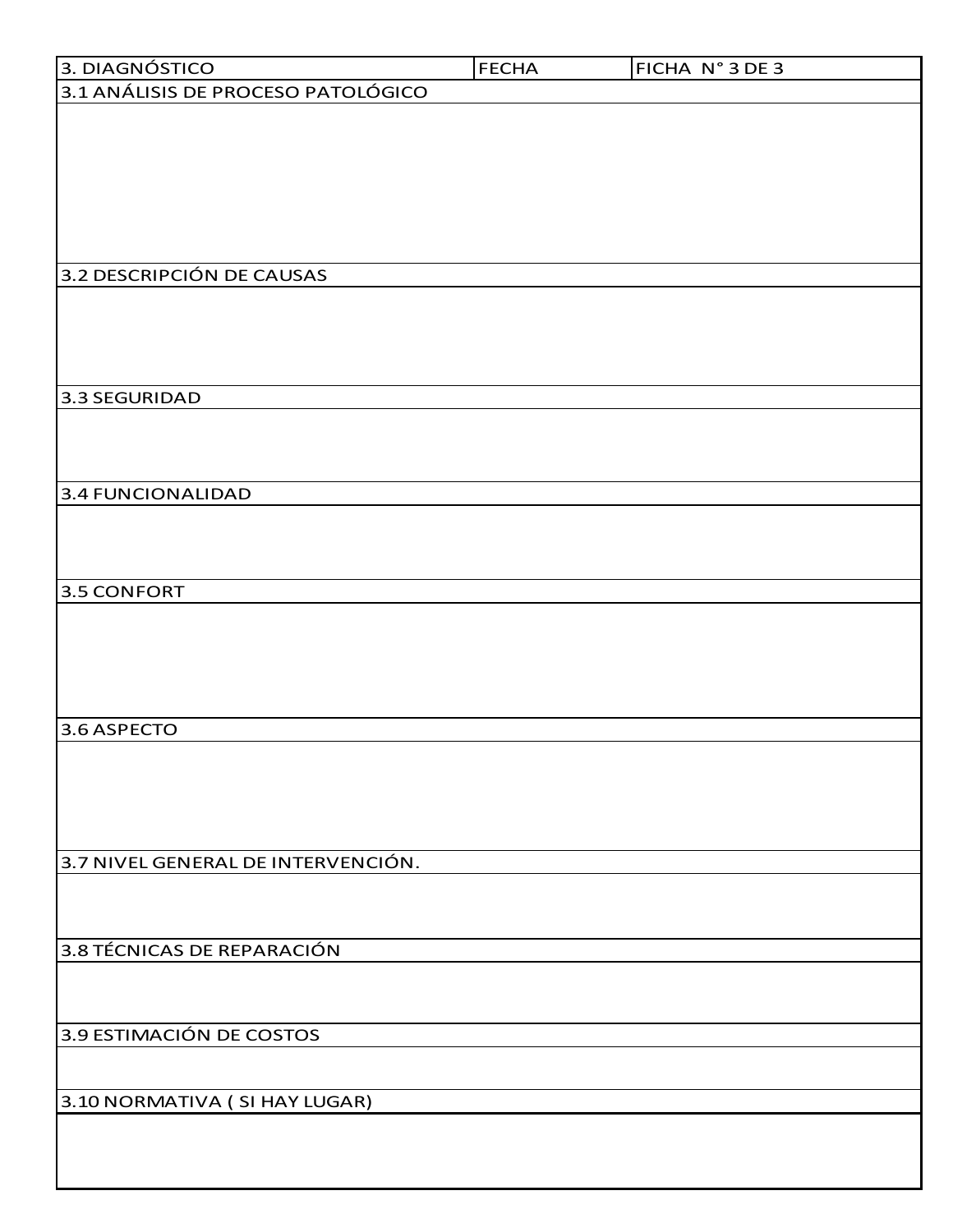| 3. DIAGNÓSTICO | FECHA | FICHA N° 3 DE 3 |
| --- | --- | --- |
| 3.1 ANÁLISIS DE PROCESO PATOLÓGICO | | |
| | | |
| 3.2 DESCRIPCIÓN DE CAUSAS | | |
| | | |
| 3.3 SEGURIDAD | | |
| | | |
| 3.4 FUNCIONALIDAD | | |
| | | |
| 3.5 CONFORT | | |
| | | |
| 3.6 ASPECTO | | |
| | | |
| 3.7 NIVEL GENERAL DE INTERVENCIÓN. | | |
| | | |
| 3.8 TÉCNICAS DE REPARACIÓN | | |
| | | |
| 3.9 ESTIMACIÓN DE COSTOS | | |
| | | |
| 3.10 NORMATIVA ( SI HAY LUGAR) | | |
| | | |